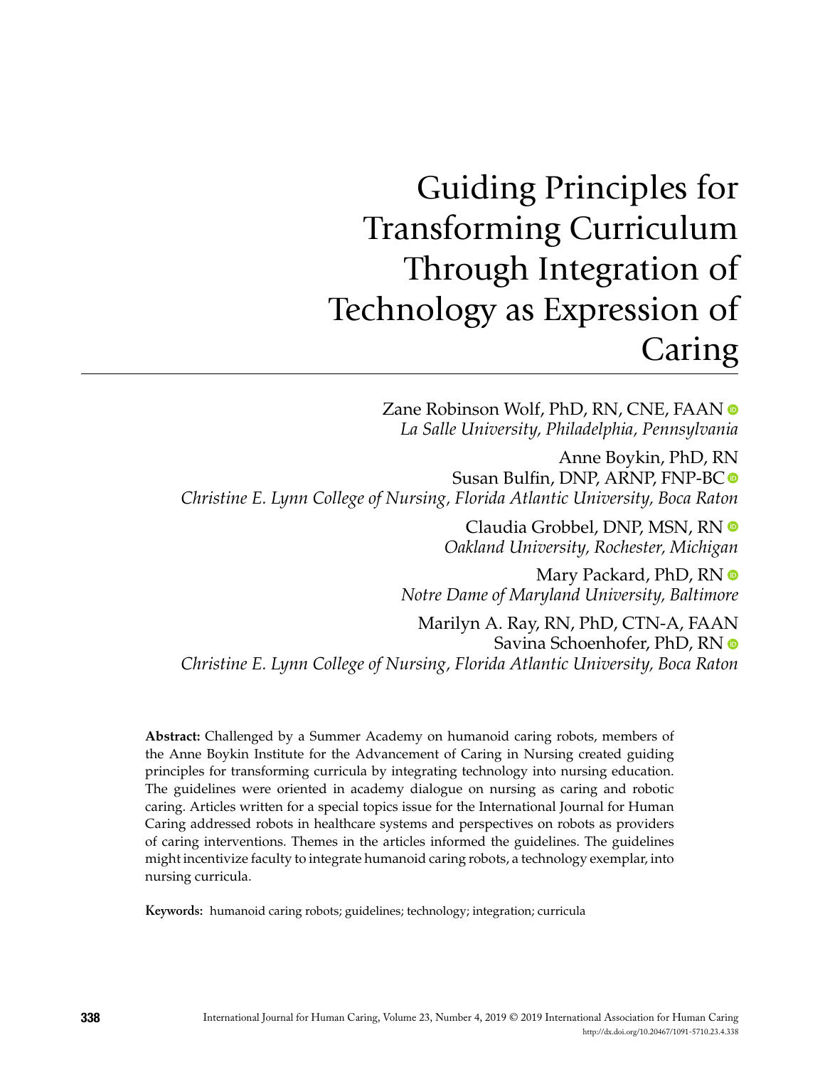# Guiding Principles for Transforming Curriculum Through Integration of Technology as Expression of Caring

Zane Robinson Wolf, PhD, RN, CNE, FAAN
*La Salle University, Philadelphia, Pennsylvania*

Anne Boykin, PhD, RN
Susan Bulfin, DNP, ARNP, FNP-BC
*Christine E. Lynn College of Nursing, Florida Atlantic University, Boca Raton*

Claudia Grobbel, DNP, MSN, RN
*Oakland University, Rochester, Michigan*

Mary Packard, PhD, RN
*Notre Dame of Maryland University, Baltimore*

Marilyn A. Ray, RN, PhD, CTN-A, FAAN
Savina Schoenhofer, PhD, RN
*Christine E. Lynn College of Nursing, Florida Atlantic University, Boca Raton*

**Abstract:** Challenged by a Summer Academy on humanoid caring robots, members of the Anne Boykin Institute for the Advancement of Caring in Nursing created guiding principles for transforming curricula by integrating technology into nursing education. The guidelines were oriented in academy dialogue on nursing as caring and robotic caring. Articles written for a special topics issue for the International Journal for Human Caring addressed robots in healthcare systems and perspectives on robots as providers of caring interventions. Themes in the articles informed the guidelines. The guidelines might incentivize faculty to integrate humanoid caring robots, a technology exemplar, into nursing curricula.

**Keywords:** humanoid caring robots; guidelines; technology; integration; curricula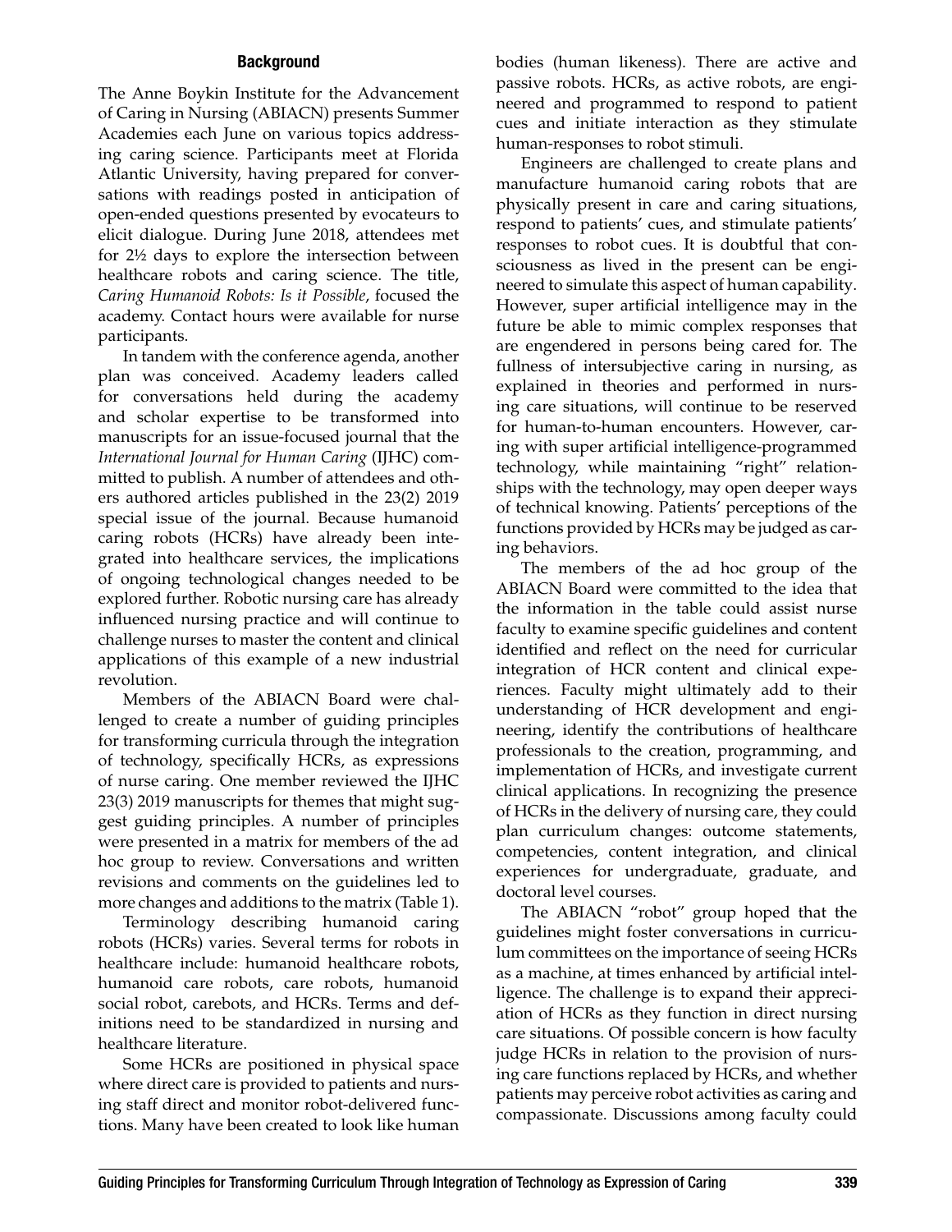## Background

The Anne Boykin Institute for the Advancement of Caring in Nursing (ABIACN) presents Summer Academies each June on various topics addressing caring science. Participants meet at Florida Atlantic University, having prepared for conversations with readings posted in anticipation of open-ended questions presented by evocateurs to elicit dialogue. During June 2018, attendees met for 2½ days to explore the intersection between healthcare robots and caring science. The title, *Caring Humanoid Robots: Is it Possible*, focused the academy. Contact hours were available for nurse participants.

In tandem with the conference agenda, another plan was conceived. Academy leaders called for conversations held during the academy and scholar expertise to be transformed into manuscripts for an issue-focused journal that the *International Journal for Human Caring* (IJHC) committed to publish. A number of attendees and others authored articles published in the 23(2) 2019 special issue of the journal. Because humanoid caring robots (HCRs) have already been integrated into healthcare services, the implications of ongoing technological changes needed to be explored further. Robotic nursing care has already influenced nursing practice and will continue to challenge nurses to master the content and clinical applications of this example of a new industrial revolution.

Members of the ABIACN Board were challenged to create a number of guiding principles for transforming curricula through the integration of technology, specifically HCRs, as expressions of nurse caring. One member reviewed the IJHC 23(3) 2019 manuscripts for themes that might suggest guiding principles. A number of principles were presented in a matrix for members of the ad hoc group to review. Conversations and written revisions and comments on the guidelines led to more changes and additions to the matrix (Table 1).

Terminology describing humanoid caring robots (HCRs) varies. Several terms for robots in healthcare include: humanoid healthcare robots, humanoid care robots, care robots, humanoid social robot, carebots, and HCRs. Terms and definitions need to be standardized in nursing and healthcare literature.

Some HCRs are positioned in physical space where direct care is provided to patients and nursing staff direct and monitor robot-delivered functions. Many have been created to look like human bodies (human likeness). There are active and passive robots. HCRs, as active robots, are engineered and programmed to respond to patient cues and initiate interaction as they stimulate human-responses to robot stimuli.

Engineers are challenged to create plans and manufacture humanoid caring robots that are physically present in care and caring situations, respond to patients' cues, and stimulate patients' responses to robot cues. It is doubtful that consciousness as lived in the present can be engineered to simulate this aspect of human capability. However, super artificial intelligence may in the future be able to mimic complex responses that are engendered in persons being cared for. The fullness of intersubjective caring in nursing, as explained in theories and performed in nursing care situations, will continue to be reserved for human-to-human encounters. However, caring with super artificial intelligence-programmed technology, while maintaining "right" relationships with the technology, may open deeper ways of technical knowing. Patients' perceptions of the functions provided by HCRs may be judged as caring behaviors.

The members of the ad hoc group of the ABIACN Board were committed to the idea that the information in the table could assist nurse faculty to examine specific guidelines and content identified and reflect on the need for curricular integration of HCR content and clinical experiences. Faculty might ultimately add to their understanding of HCR development and engineering, identify the contributions of healthcare professionals to the creation, programming, and implementation of HCRs, and investigate current clinical applications. In recognizing the presence of HCRs in the delivery of nursing care, they could plan curriculum changes: outcome statements, competencies, content integration, and clinical experiences for undergraduate, graduate, and doctoral level courses.

The ABIACN "robot" group hoped that the guidelines might foster conversations in curriculum committees on the importance of seeing HCRs as a machine, at times enhanced by artificial intelligence. The challenge is to expand their appreciation of HCRs as they function in direct nursing care situations. Of possible concern is how faculty judge HCRs in relation to the provision of nursing care functions replaced by HCRs, and whether patients may perceive robot activities as caring and compassionate. Discussions among faculty could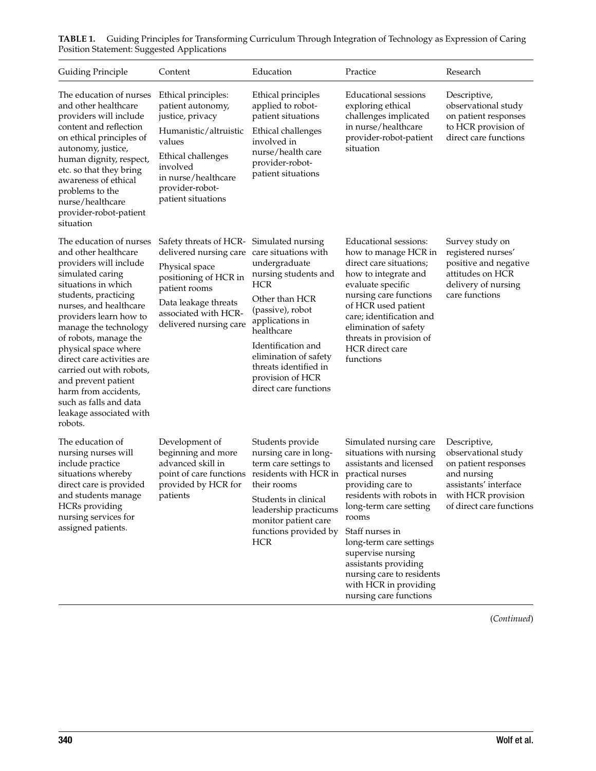**TABLE 1.** Guiding Principles for Transforming Curriculum Through Integration of Technology as Expression of Caring Position Statement: Suggested Applications

| Guiding Principle | Content | Education | Practice | Research |
|---|---|---|---|---|
| The education of nurses and other healthcare providers will include content and reflection on ethical principles of autonomy, justice, human dignity, respect, etc. so that they bring awareness of ethical problems to the nurse/healthcare provider-robot-patient situation | Ethical principles: patient autonomy, justice, privacy<br>Humanistic/altruistic values<br>Ethical challenges involved in nurse/healthcare provider-robot-patient situations | Ethical principles applied to robot-patient situations<br>Ethical challenges involved in nurse/health care provider-robot-patient situations | Educational sessions exploring ethical challenges implicated in nurse/healthcare provider-robot-patient situation | Descriptive, observational study on patient responses to HCR provision of direct care functions |
| The education of nurses and other healthcare providers will include simulated caring situations in which students, practicing nurses, and healthcare providers learn how to manage the technology of robots, manage the physical space where direct care activities are carried out with robots, and prevent patient harm from accidents, such as falls and data leakage associated with robots. | Safety threats of HCR-delivered nursing care<br>Physical space positioning of HCR in patient rooms<br>Data leakage threats associated with HCR-delivered nursing care | Simulated nursing care situations with undergraduate nursing students and HCR<br>Other than HCR (passive), robot applications in healthcare<br>Identification and elimination of safety threats identified in provision of HCR direct care functions | Educational sessions: how to manage HCR in direct care situations; how to integrate and evaluate specific nursing care functions of HCR used patient care; identification and elimination of safety threats in provision of HCR direct care functions | Survey study on registered nurses' positive and negative attitudes on HCR delivery of nursing care functions |
| The education of nursing nurses will include practice situations whereby direct care is provided and students manage HCRs providing nursing services for assigned patients. | Development of beginning and more advanced skill in point of care functions provided by HCR for patients | Students provide nursing care in long-term care settings to residents with HCR in their rooms<br>Students in clinical leadership practicums monitor patient care functions provided by HCR | Simulated nursing care situations with nursing assistants and licensed practical nurses providing care to residents with robots in long-term care setting rooms<br>Staff nurses in long-term care settings supervise nursing assistants providing nursing care to residents with HCR in providing nursing care functions | Descriptive, observational study on patient responses and nursing assistants' interface with HCR provision of direct care functions |

(*Continued*)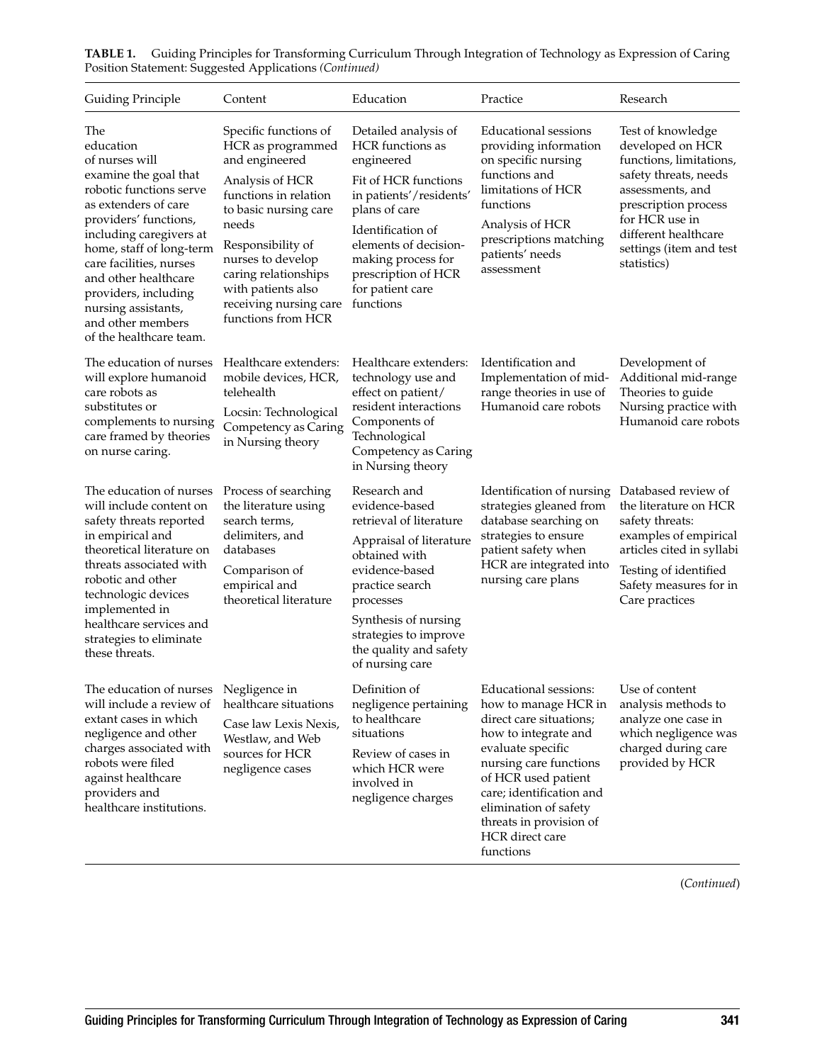**TABLE 1.** Guiding Principles for Transforming Curriculum Through Integration of Technology as Expression of Caring Position Statement: Suggested Applications *(Continued)*

| Guiding Principle | Content | Education | Practice | Research |
|---|---|---|---|---|
| The education of nurses will examine the goal that robotic functions serve as extenders of care providers' functions, including caregivers at home, staff of long-term care facilities, nurses and other healthcare providers, including nursing assistants, and other members of the healthcare team. | Specific functions of HCR as programmed and engineered<br>Analysis of HCR functions in relation to basic nursing care needs<br>Responsibility of nurses to develop caring relationships with patients also receiving nursing care functions from HCR | Detailed analysis of HCR functions as engineered<br>Fit of HCR functions in patients'/residents' plans of care<br>Identification of elements of decision-making process for prescription of HCR for patient care functions | Educational sessions providing information on specific nursing functions and limitations of HCR functions<br>Analysis of HCR prescriptions matching patients' needs assessment | Test of knowledge developed on HCR functions, limitations, safety threats, needs assessments, and prescription process for HCR use in different healthcare settings (item and test statistics) |
| The education of nurses will explore humanoid care robots as substitutes or complements to nursing care framed by theories on nurse caring. | Healthcare extenders: mobile devices, HCR, telehealth<br>Locsin: Technological Competency as Caring in Nursing theory | Healthcare extenders: technology use and effect on patient/resident interactions<br>Components of Technological Competency as Caring in Nursing theory | Identification and Implementation of mid-range theories in use of Humanoid care robots | Development of Additional mid-range Theories to guide Nursing practice with Humanoid care robots |
| The education of nurses will include content on safety threats reported in empirical and theoretical literature on threats associated with robotic and other technologic devices implemented in healthcare services and strategies to eliminate these threats. | Process of searching the literature using search terms, delimiters, and databases<br>Comparison of empirical and theoretical literature | Research and evidence-based retrieval of literature<br>Appraisal of literature obtained with evidence-based practice search processes<br>Synthesis of nursing strategies to improve the quality and safety of nursing care | Identification of nursing strategies gleaned from database searching on strategies to ensure patient safety when HCR are integrated into nursing care plans | Databased review of the literature on HCR safety threats: examples of empirical articles cited in syllabi<br>Testing of identified Safety measures for in Care practices |
| The education of nurses will include a review of extant cases in which negligence and other charges associated with robots were filed against healthcare providers and healthcare institutions. | Negligence in healthcare situations<br>Case law Lexis Nexis, Westlaw, and Web sources for HCR negligence cases | Definition of negligence pertaining to healthcare situations<br>Review of cases in which HCR were involved in negligence charges | Educational sessions: how to manage HCR in direct care situations; how to integrate and evaluate specific nursing care functions of HCR used patient care; identification and elimination of safety threats in provision of HCR direct care functions | Use of content analysis methods to analyze one case in which negligence was charged during care provided by HCR |

(*Continued*)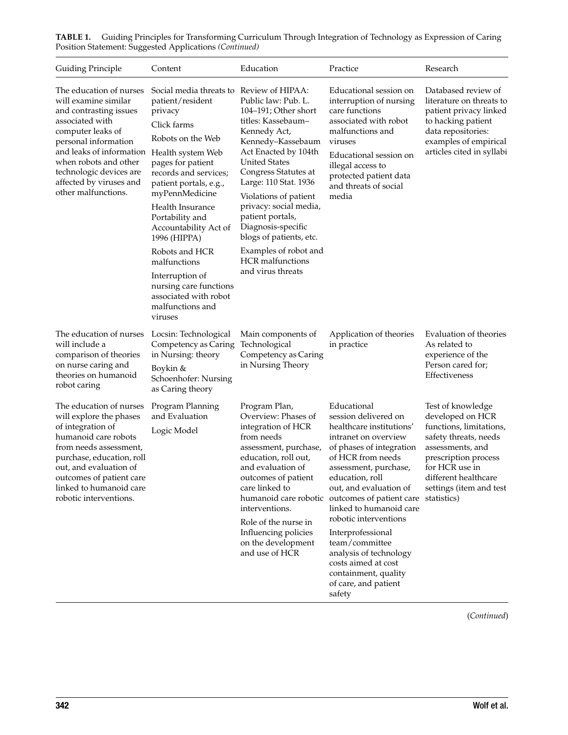**TABLE 1.** Guiding Principles for Transforming Curriculum Through Integration of Technology as Expression of Caring Position Statement: Suggested Applications *(Continued)*

| Guiding Principle | Content | Education | Practice | Research |
|---|---|---|---|---|
| The education of nurses will examine similar and contrasting issues associated with computer leaks of personal information and leaks of information when robots and other technologic devices are affected by viruses and other malfunctions. | Social media threats to patient/resident privacy<br>Click farms<br>Robots on the Web<br>Health system Web pages for patient records and services; patient portals, e.g., myPennMedicine<br>Health Insurance Portability and Accountability Act of 1996 (HIPPA)<br>Robots and HCR malfunctions<br>Interruption of nursing care functions associated with robot malfunctions and viruses | Review of HIPAA: Public law: Pub. L. 104–191; Other short titles: Kassebaum–Kennedy Act, Kennedy–Kassebaum Act Enacted by 104th United States Congress Statutes at Large: 110 Stat. 1936<br>Violations of patient privacy: social media, patient portals, Diagnosis-specific blogs of patients, etc.<br>Examples of robot and HCR malfunctions and virus threats | Educational session on interruption of nursing care functions associated with robot malfunctions and viruses<br>Educational session on illegal access to protected patient data and threats of social media | Databased review of literature on threats to patient privacy linked to hacking patient data repositories: examples of empirical articles cited in syllabi |
| The education of nurses will include a comparison of theories on nurse caring and theories on humanoid robot caring | Locsin: Technological Competency as Caring in Nursing: theory<br>Boykin & Schoenhofer: Nursing as Caring theory | Main components of Technological Competency as Caring in Nursing Theory | Application of theories in practice | Evaluation of theories As related to experience of the Person cared for; Effectiveness |
| The education of nurses will explore the phases of integration of humanoid care robots from needs assessment, purchase, education, roll out, and evaluation of outcomes of patient care linked to humanoid care robotic interventions. | Program Planning and Evaluation<br>Logic Model | Program Plan, Overview: Phases of integration of HCR from needs assessment, purchase, education, roll out, and evaluation of outcomes of patient care linked to humanoid care robotic interventions.<br>Role of the nurse in Influencing policies on the development and use of HCR | Educational session delivered on healthcare institutions' intranet on overview of phases of integration of HCR from needs assessment, purchase, education, roll out, and evaluation of outcomes of patient care linked to humanoid care robotic interventions<br>Interprofessional team/committee analysis of technology costs aimed at cost containment, quality of care, and patient safety | Test of knowledge developed on HCR functions, limitations, safety threats, needs assessments, and prescription process for HCR use in different healthcare settings (item and test statistics) |

(*Continued*)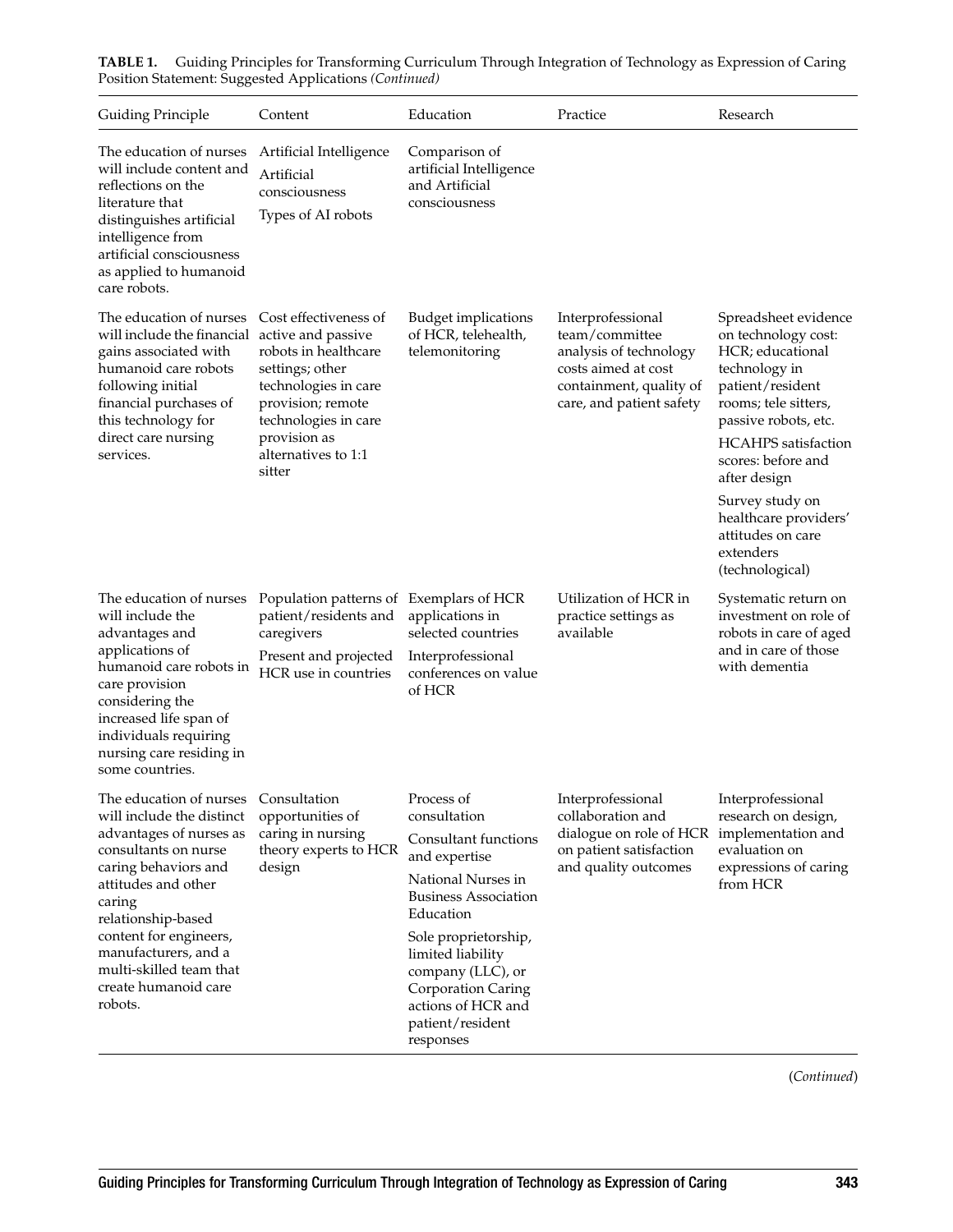**TABLE 1.** Guiding Principles for Transforming Curriculum Through Integration of Technology as Expression of Caring Position Statement: Suggested Applications *(Continued)*

| Guiding Principle | Content | Education | Practice | Research |
|---|---|---|---|---|
| The education of nurses will include content and reflections on the literature that distinguishes artificial intelligence from artificial consciousness as applied to humanoid care robots. | Artificial Intelligence<br>Artificial consciousness<br>Types of AI robots | Comparison of artificial Intelligence and Artificial consciousness | | |
| The education of nurses will include the financial gains associated with humanoid care robots following initial financial purchases of this technology for direct care nursing services. | Cost effectiveness of active and passive robots in healthcare settings; other technologies in care provision; remote technologies in care provision as alternatives to 1:1 sitter | Budget implications of HCR, telehealth, telemonitoring | Interprofessional team/committee analysis of technology costs aimed at cost containment, quality of care, and patient safety | Spreadsheet evidence on technology cost: HCR; educational technology in patient/resident rooms; tele sitters, passive robots, etc.<br>HCAHPS satisfaction scores: before and after design<br>Survey study on healthcare providers' attitudes on care extenders (technological) |
| The education of nurses will include the advantages and applications of humanoid care robots in care provision considering the increased life span of individuals requiring nursing care residing in some countries. | Population patterns of patient/residents and caregivers<br>Present and projected HCR use in countries | Exemplars of HCR applications in selected countries<br>Interprofessional conferences on value of HCR | Utilization of HCR in practice settings as available | Systematic return on investment on role of robots in care of aged and in care of those with dementia |
| The education of nurses will include the distinct advantages of nurses as consultants on nurse caring behaviors and attitudes and other caring relationship-based content for engineers, manufacturers, and a multi-skilled team that create humanoid care robots. | Consultation opportunities of caring in nursing theory experts to HCR design | Process of consultation<br>Consultant functions and expertise<br>National Nurses in Business Association Education<br>Sole proprietorship, limited liability company (LLC), or Corporation Caring actions of HCR and patient/resident responses | Interprofessional collaboration and dialogue on role of HCR on patient satisfaction and quality outcomes | Interprofessional research on design, implementation and evaluation on expressions of caring from HCR |

(*Continued*)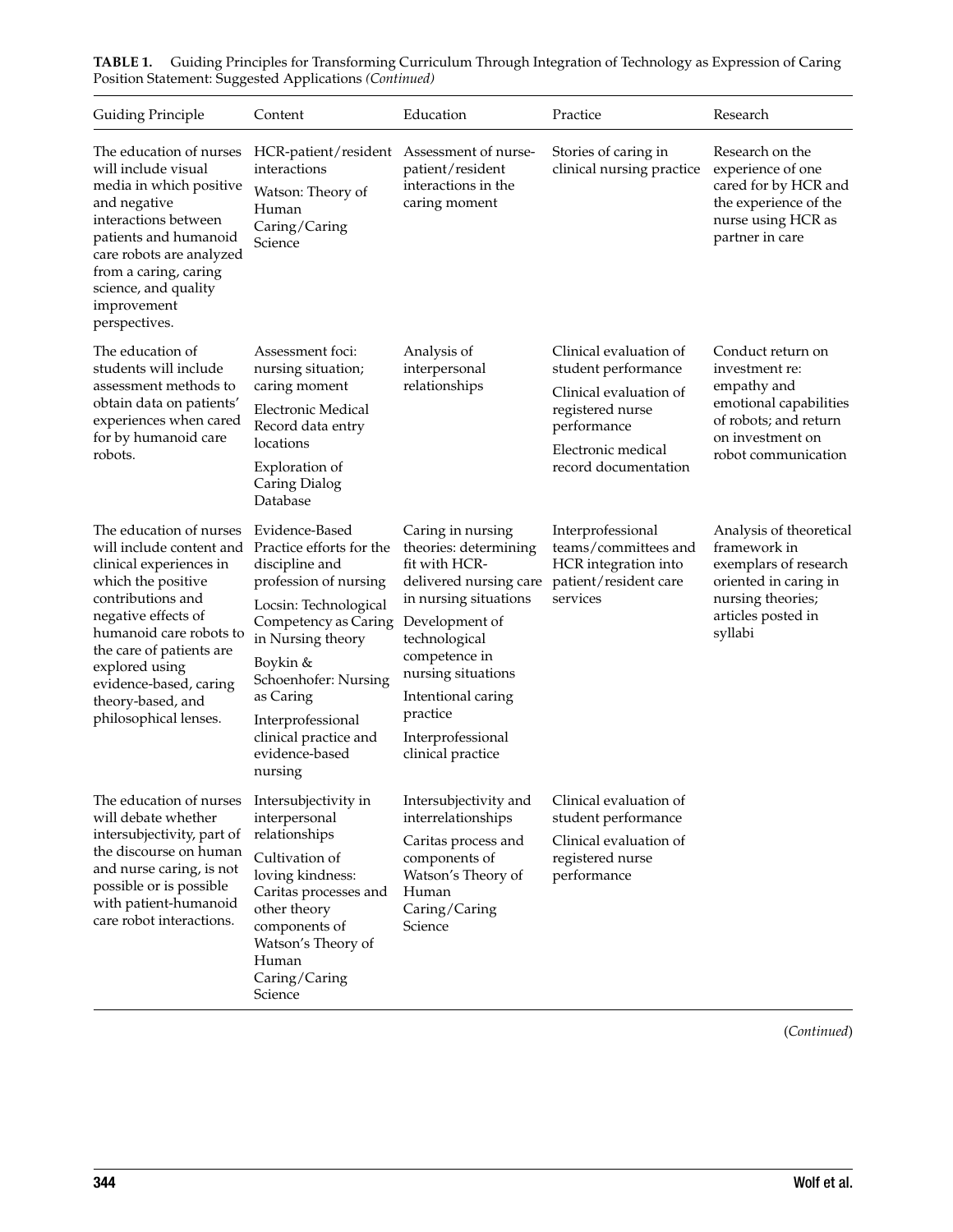**TABLE 1.** Guiding Principles for Transforming Curriculum Through Integration of Technology as Expression of Caring Position Statement: Suggested Applications *(Continued)*

| Guiding Principle | Content | Education | Practice | Research |
|---|---|---|---|---|
| The education of nurses will include visual media in which positive and negative interactions between patients and humanoid care robots are analyzed from a caring, caring science, and quality improvement perspectives. | HCR-patient/resident interactions<br>Watson: Theory of Human Caring/Caring Science | Assessment of nurse-patient/resident interactions in the caring moment | Stories of caring in clinical nursing practice | Research on the experience of one cared for by HCR and the experience of the nurse using HCR as partner in care |
| The education of students will include assessment methods to obtain data on patients' experiences when cared for by humanoid care robots. | Assessment foci: nursing situation; caring moment<br>Electronic Medical Record data entry locations<br>Exploration of Caring Dialog Database | Analysis of interpersonal relationships | Clinical evaluation of student performance<br>Clinical evaluation of registered nurse performance<br>Electronic medical record documentation | Conduct return on investment re: empathy and emotional capabilities of robots; and return on investment on robot communication |
| The education of nurses will include content and clinical experiences in which the positive contributions and negative effects of humanoid care robots to the care of patients are explored using evidence-based, caring theory-based, and philosophical lenses. | Evidence-Based Practice efforts for the discipline and profession of nursing<br>Locsin: Technological Competency as Caring in Nursing theory<br>Boykin & Schoenhofer: Nursing as Caring<br>Interprofessional clinical practice and evidence-based nursing | Caring in nursing theories: determining fit with HCR-delivered nursing care in nursing situations<br>Development of technological competence in nursing situations<br>Intentional caring practice<br>Interprofessional clinical practice | Interprofessional teams/committees and HCR integration into patient/resident care services | Analysis of theoretical framework in exemplars of research oriented in caring in nursing theories; articles posted in syllabi |
| The education of nurses will debate whether intersubjectivity, part of the discourse on human and nurse caring, is not possible or is possible with patient-humanoid care robot interactions. | Intersubjectivity in interpersonal relationships<br>Cultivation of loving kindness: Caritas processes and other theory components of Watson's Theory of Human Caring/Caring Science | Intersubjectivity and interrelationships<br>Caritas process and components of Watson's Theory of Human Caring/Caring Science | Clinical evaluation of student performance<br>Clinical evaluation of registered nurse performance | |

(*Continued*)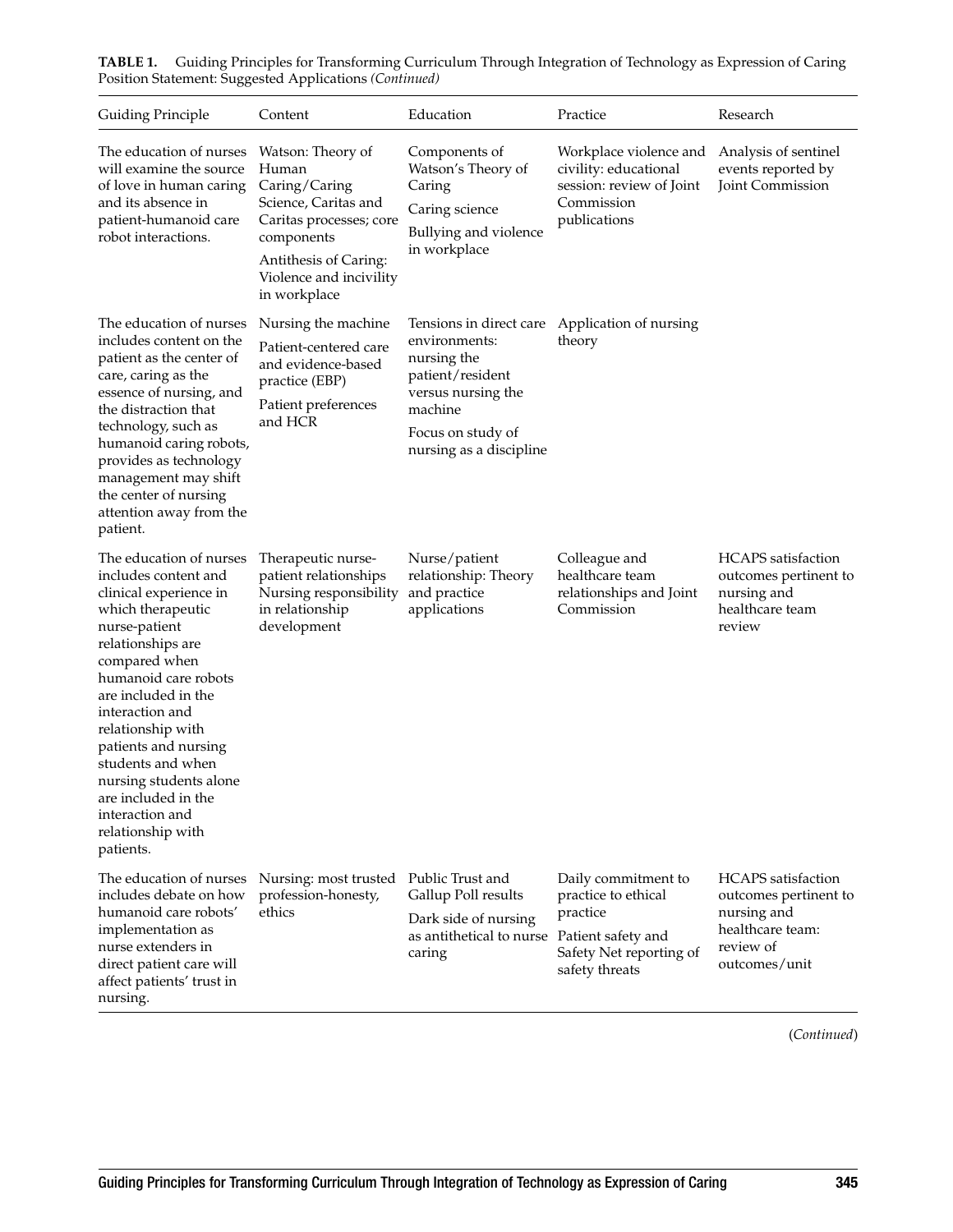**TABLE 1.** Guiding Principles for Transforming Curriculum Through Integration of Technology as Expression of Caring Position Statement: Suggested Applications *(Continued)*

| Guiding Principle | Content | Education | Practice | Research |
|---|---|---|---|---|
| The education of nurses will examine the source of love in human caring and its absence in patient-humanoid care robot interactions. | Watson: Theory of Human Caring/Caring Science, Caritas and Caritas processes; core components<br>Antithesis of Caring: Violence and incivility in workplace | Components of Watson's Theory of Caring<br>Caring science<br>Bullying and violence in workplace | Workplace violence and civility: educational session: review of Joint Commission publications | Analysis of sentinel events reported by Joint Commission |
| The education of nurses includes content on the patient as the center of care, caring as the essence of nursing, and the distraction that technology, such as humanoid caring robots, provides as technology management may shift the center of nursing attention away from the patient. | Nursing the machine<br>Patient-centered care and evidence-based practice (EBP)<br>Patient preferences and HCR | Tensions in direct care environments: nursing the patient/resident versus nursing the machine<br>Focus on study of nursing as a discipline | Application of nursing theory | |
| The education of nurses includes content and clinical experience in which therapeutic nurse-patient relationships are compared when humanoid care robots are included in the interaction and relationship with patients and nursing students and when nursing students alone are included in the interaction and relationship with patients. | Therapeutic nurse-patient relationships<br>Nursing responsibility in relationship development | Nurse/patient relationship: Theory and practice applications | Colleague and healthcare team relationships and Joint Commission | HCAPS satisfaction outcomes pertinent to nursing and healthcare team review |
| The education of nurses includes debate on how humanoid care robots' implementation as nurse extenders in direct patient care will affect patients' trust in nursing. | Nursing: most trusted profession-honesty, ethics | Public Trust and Gallup Poll results<br>Dark side of nursing as antithetical to nurse caring | Daily commitment to practice to ethical practice<br>Patient safety and Safety Net reporting of safety threats | HCAPS satisfaction outcomes pertinent to nursing and healthcare team: review of outcomes/unit |

(*Continued*)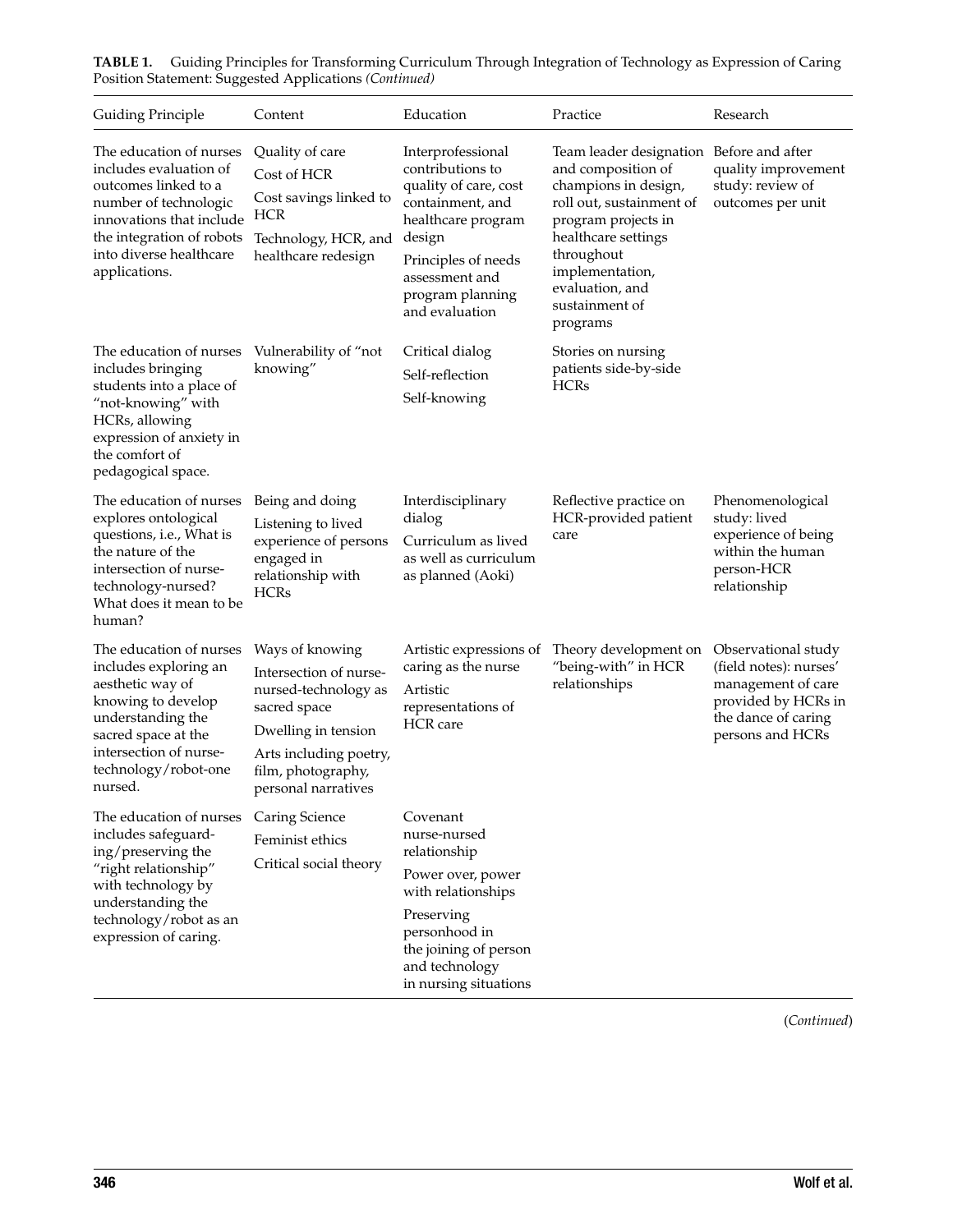**TABLE 1.** Guiding Principles for Transforming Curriculum Through Integration of Technology as Expression of Caring Position Statement: Suggested Applications *(Continued)*

| Guiding Principle | Content | Education | Practice | Research |
|---|---|---|---|---|
| The education of nurses includes evaluation of outcomes linked to a number of technologic innovations that include the integration of robots into diverse healthcare applications. | Quality of care<br>Cost of HCR<br>Cost savings linked to HCR<br>Technology, HCR, and healthcare redesign | Interprofessional contributions to quality of care, cost containment, and healthcare program design<br>Principles of needs assessment and program planning and evaluation | Team leader designation and composition of champions in design, roll out, sustainment of program projects in healthcare settings throughout implementation, evaluation, and sustainment of programs | Before and after quality improvement study: review of outcomes per unit |
| The education of nurses includes bringing students into a place of "not-knowing" with HCRs, allowing expression of anxiety in the comfort of pedagogical space. | Vulnerability of "not knowing" | Critical dialog<br>Self-reflection<br>Self-knowing | Stories on nursing patients side-by-side HCRs | |
| The education of nurses explores ontological questions, i.e., What is the nature of the intersection of nurse-technology-nursed? What does it mean to be human? | Being and doing<br>Listening to lived experience of persons engaged in relationship with HCRs | Interdisciplinary dialog<br>Curriculum as lived as well as curriculum as planned (Aoki) | Reflective practice on HCR-provided patient care | Phenomenological study: lived experience of being within the human person-HCR relationship |
| The education of nurses includes exploring an aesthetic way of knowing to develop understanding the sacred space at the intersection of nurse-technology/robot-one nursed. | Ways of knowing<br>Intersection of nurse-nursed-technology as sacred space<br>Dwelling in tension<br>Arts including poetry, film, photography, personal narratives | Artistic expressions of caring as the nurse<br>Artistic representations of HCR care | Theory development on "being-with" in HCR relationships | Observational study (field notes): nurses' management of care provided by HCRs in the dance of caring persons and HCRs |
| The education of nurses includes safeguarding/preserving the "right relationship" with technology by understanding the technology/robot as an expression of caring. | Caring Science<br>Feminist ethics<br>Critical social theory | Covenant nurse-nursed relationship<br>Power over, power with relationships<br>Preserving personhood in the joining of person and technology in nursing situations | | |

(*Continued*)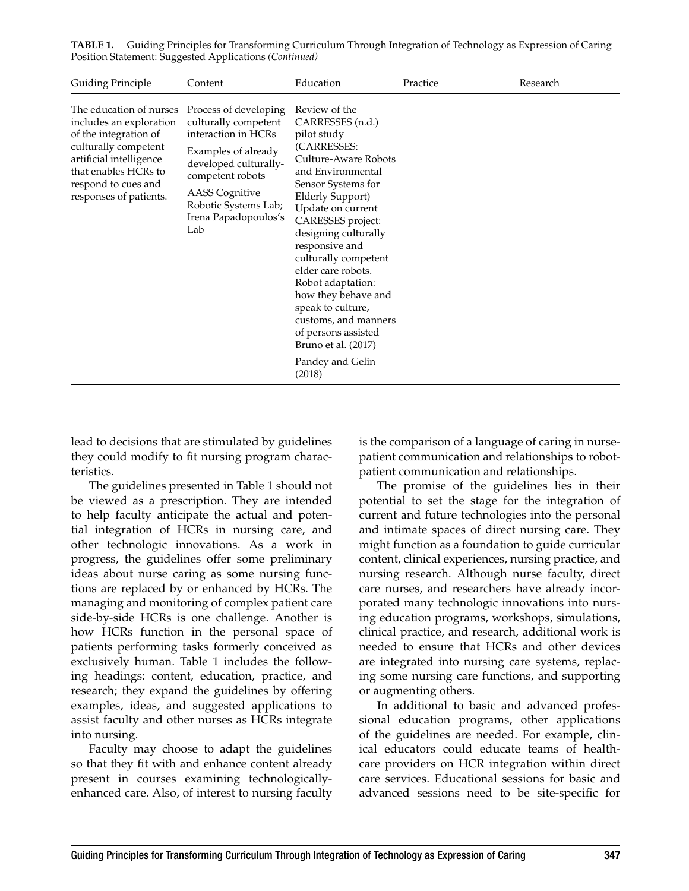**TABLE 1.** Guiding Principles for Transforming Curriculum Through Integration of Technology as Expression of Caring Position Statement: Suggested Applications *(Continued)*

| Guiding Principle | Content | Education | Practice | Research |
|---|---|---|---|---|
| The education of nurses includes an exploration of the integration of culturally competent artificial intelligence that enables HCRs to respond to cues and responses of patients. | Process of developing culturally competent interaction in HCRs<br><br>Examples of already developed culturally-competent robots<br><br>AASS Cognitive Robotic Systems Lab; Irena Papadopoulos's Lab | Review of the CARRESSES (n.d.) pilot study (CARRESSES: Culture-Aware Robots and Environmental Sensor Systems for Elderly Support) Update on current CARESSES project: designing culturally responsive and culturally competent elder care robots. Robot adaptation: how they behave and speak to culture, customs, and manners of persons assisted Bruno et al. (2017)<br><br>Pandey and Gelin (2018) | | |

lead to decisions that are stimulated by guidelines they could modify to fit nursing program characteristics.

The guidelines presented in Table 1 should not be viewed as a prescription. They are intended to help faculty anticipate the actual and potential integration of HCRs in nursing care, and other technologic innovations. As a work in progress, the guidelines offer some preliminary ideas about nurse caring as some nursing functions are replaced by or enhanced by HCRs. The managing and monitoring of complex patient care side-by-side HCRs is one challenge. Another is how HCRs function in the personal space of patients performing tasks formerly conceived as exclusively human. Table 1 includes the following headings: content, education, practice, and research; they expand the guidelines by offering examples, ideas, and suggested applications to assist faculty and other nurses as HCRs integrate into nursing.

Faculty may choose to adapt the guidelines so that they fit with and enhance content already present in courses examining technologically-enhanced care. Also, of interest to nursing faculty is the comparison of a language of caring in nurse-patient communication and relationships to robot-patient communication and relationships.

The promise of the guidelines lies in their potential to set the stage for the integration of current and future technologies into the personal and intimate spaces of direct nursing care. They might function as a foundation to guide curricular content, clinical experiences, nursing practice, and nursing research. Although nurse faculty, direct care nurses, and researchers have already incorporated many technologic innovations into nursing education programs, workshops, simulations, clinical practice, and research, additional work is needed to ensure that HCRs and other devices are integrated into nursing care systems, replacing some nursing care functions, and supporting or augmenting others.

In additional to basic and advanced professional education programs, other applications of the guidelines are needed. For example, clinical educators could educate teams of healthcare providers on HCR integration within direct care services. Educational sessions for basic and advanced sessions need to be site-specific for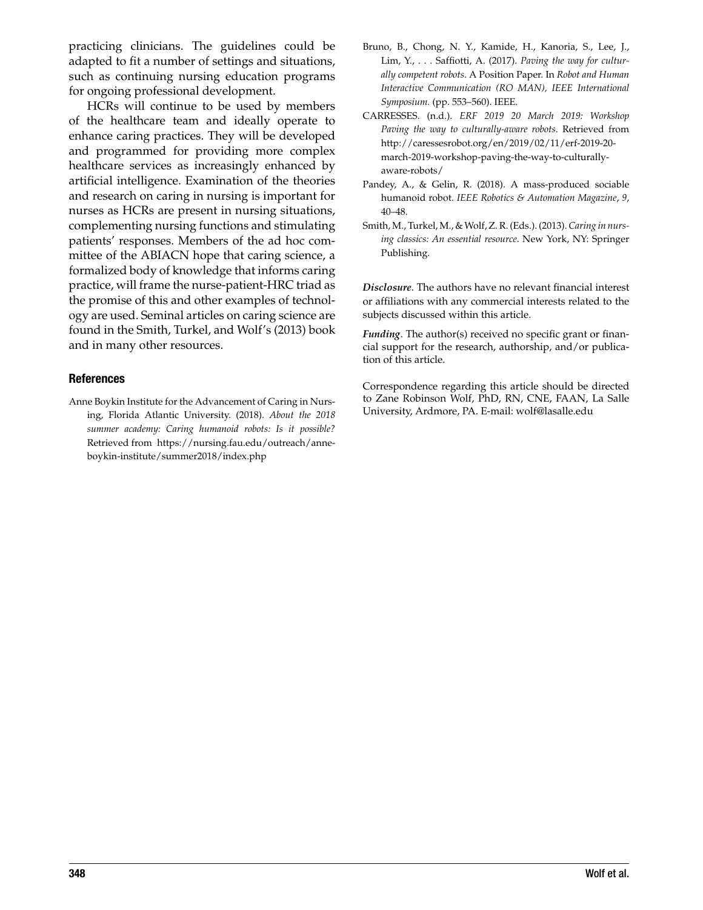practicing clinicians. The guidelines could be adapted to fit a number of settings and situations, such as continuing nursing education programs for ongoing professional development.

HCRs will continue to be used by members of the healthcare team and ideally operate to enhance caring practices. They will be developed and programmed for providing more complex healthcare services as increasingly enhanced by artificial intelligence. Examination of the theories and research on caring in nursing is important for nurses as HCRs are present in nursing situations, complementing nursing functions and stimulating patients' responses. Members of the ad hoc committee of the ABIACN hope that caring science, a formalized body of knowledge that informs caring practice, will frame the nurse-patient-HRC triad as the promise of this and other examples of technology are used. Seminal articles on caring science are found in the Smith, Turkel, and Wolf's (2013) book and in many other resources.

## References

Anne Boykin Institute for the Advancement of Caring in Nursing, Florida Atlantic University. (2018). *About the 2018 summer academy: Caring humanoid robots: Is it possible?* Retrieved from https://nursing.fau.edu/outreach/anne-boykin-institute/summer2018/index.php

Bruno, B., Chong, N. Y., Kamide, H., Kanoria, S., Lee, J., Lim, Y., . . . Saffiotti, A. (2017). *Paving the way for culturally competent robots*. A Position Paper. In *Robot and Human Interactive Communication (RO MAN), IEEE International Symposium*. (pp. 553–560). IEEE.

CARRESSES. (n.d.). *ERF 2019 20 March 2019: Workshop Paving the way to culturally-aware robots*. Retrieved from http://caressesrobot.org/en/2019/02/11/erf-2019-20-march-2019-workshop-paving-the-way-to-culturally-aware-robots/

Pandey, A., & Gelin, R. (2018). A mass-produced sociable humanoid robot. *IEEE Robotics & Automation Magazine*, *9*, 40–48.

Smith, M., Turkel, M., & Wolf, Z. R. (Eds.). (2013). *Caring in nursing classics: An essential resource*. New York, NY: Springer Publishing.

***Disclosure***. The authors have no relevant financial interest or affiliations with any commercial interests related to the subjects discussed within this article.

***Funding***. The author(s) received no specific grant or financial support for the research, authorship, and/or publication of this article.

Correspondence regarding this article should be directed to Zane Robinson Wolf, PhD, RN, CNE, FAAN, La Salle University, Ardmore, PA. E-mail: wolf@lasalle.edu